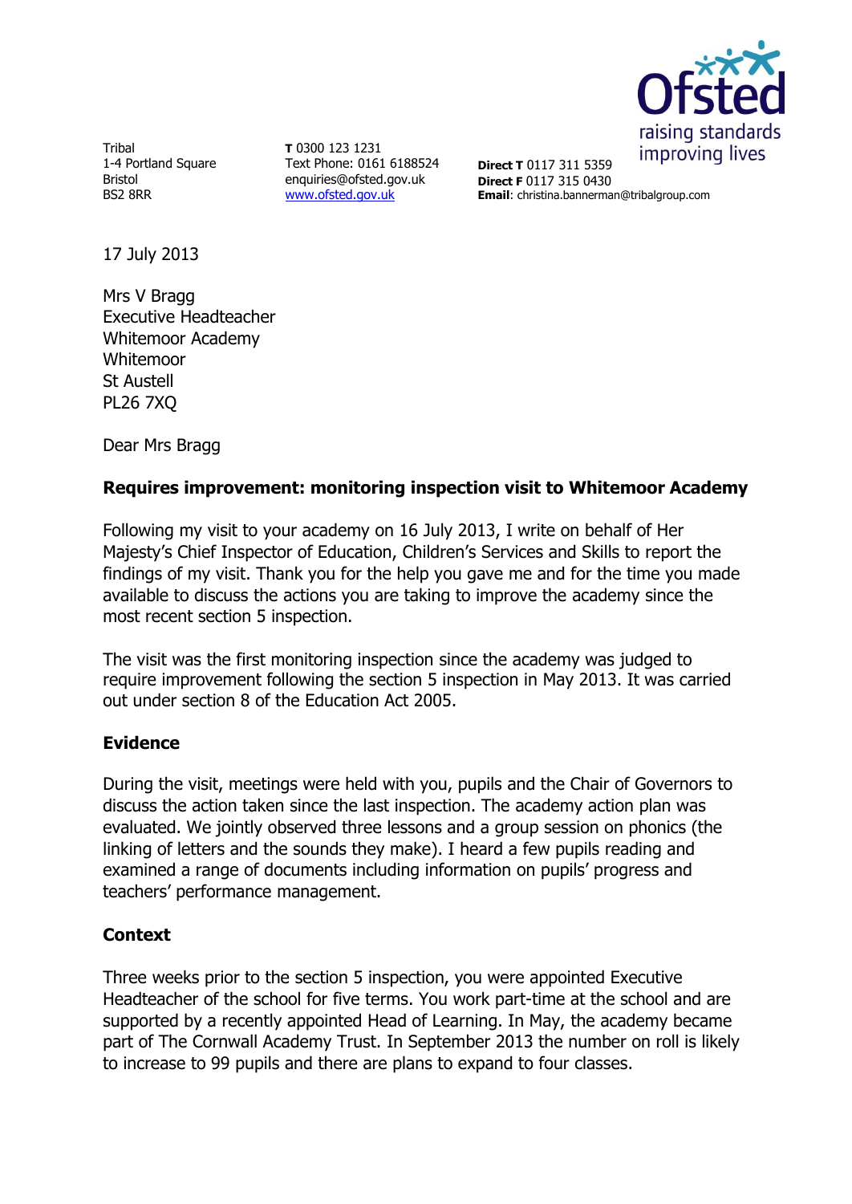Tribal
1-4 Portland Square
Bristol
BS2 8RR

**T** 0300 123 1231
Text Phone: 0161 6188524
enquiries@ofsted.gov.uk
www.ofsted.gov.uk

**Direct T** 0117 311 5359
**Direct F** 0117 315 0430
**Email**: christina.bannerman@tribalgroup.com

17 July 2013

Mrs V Bragg
Executive Headteacher
Whitemoor Academy
Whitemoor
St Austell
PL26 7XQ

Dear Mrs Bragg

**Requires improvement: monitoring inspection visit to Whitemoor Academy**

Following my visit to your academy on 16 July 2013, I write on behalf of Her Majesty's Chief Inspector of Education, Children's Services and Skills to report the findings of my visit. Thank you for the help you gave me and for the time you made available to discuss the actions you are taking to improve the academy since the most recent section 5 inspection.

The visit was the first monitoring inspection since the academy was judged to require improvement following the section 5 inspection in May 2013. It was carried out under section 8 of the Education Act 2005.

## Evidence

During the visit, meetings were held with you, pupils and the Chair of Governors to discuss the action taken since the last inspection. The academy action plan was evaluated. We jointly observed three lessons and a group session on phonics (the linking of letters and the sounds they make). I heard a few pupils reading and examined a range of documents including information on pupils' progress and teachers' performance management.

## Context

Three weeks prior to the section 5 inspection, you were appointed Executive Headteacher of the school for five terms. You work part-time at the school and are supported by a recently appointed Head of Learning. In May, the academy became part of The Cornwall Academy Trust. In September 2013 the number on roll is likely to increase to 99 pupils and there are plans to expand to four classes.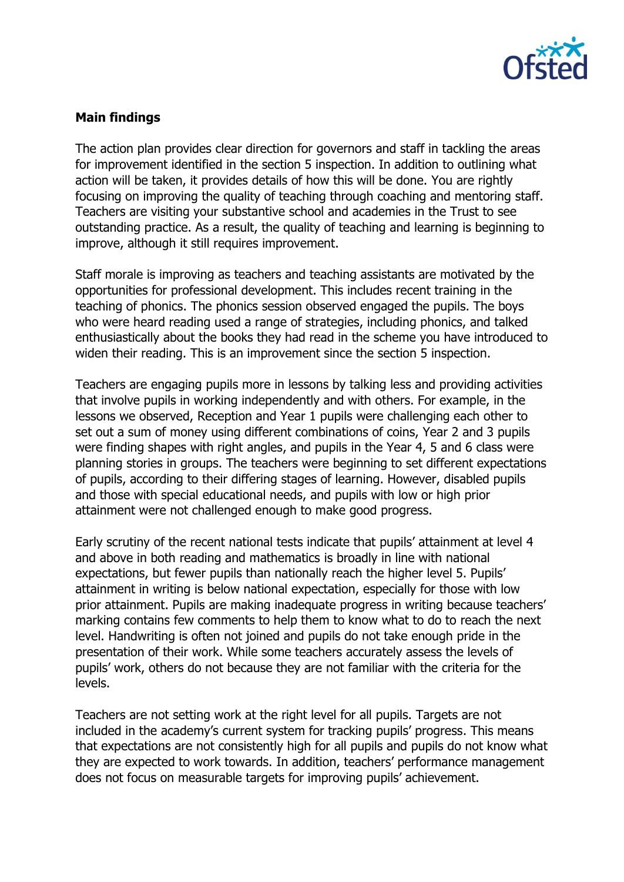**Main findings**

The action plan provides clear direction for governors and staff in tackling the areas for improvement identified in the section 5 inspection. In addition to outlining what action will be taken, it provides details of how this will be done. You are rightly focusing on improving the quality of teaching through coaching and mentoring staff. Teachers are visiting your substantive school and academies in the Trust to see outstanding practice. As a result, the quality of teaching and learning is beginning to improve, although it still requires improvement.

Staff morale is improving as teachers and teaching assistants are motivated by the opportunities for professional development. This includes recent training in the teaching of phonics. The phonics session observed engaged the pupils. The boys who were heard reading used a range of strategies, including phonics, and talked enthusiastically about the books they had read in the scheme you have introduced to widen their reading. This is an improvement since the section 5 inspection.

Teachers are engaging pupils more in lessons by talking less and providing activities that involve pupils in working independently and with others. For example, in the lessons we observed, Reception and Year 1 pupils were challenging each other to set out a sum of money using different combinations of coins, Year 2 and 3 pupils were finding shapes with right angles, and pupils in the Year 4, 5 and 6 class were planning stories in groups. The teachers were beginning to set different expectations of pupils, according to their differing stages of learning. However, disabled pupils and those with special educational needs, and pupils with low or high prior attainment were not challenged enough to make good progress.

Early scrutiny of the recent national tests indicate that pupils' attainment at level 4 and above in both reading and mathematics is broadly in line with national expectations, but fewer pupils than nationally reach the higher level 5. Pupils' attainment in writing is below national expectation, especially for those with low prior attainment. Pupils are making inadequate progress in writing because teachers' marking contains few comments to help them to know what to do to reach the next level. Handwriting is often not joined and pupils do not take enough pride in the presentation of their work. While some teachers accurately assess the levels of pupils' work, others do not because they are not familiar with the criteria for the levels.

Teachers are not setting work at the right level for all pupils. Targets are not included in the academy's current system for tracking pupils' progress. This means that expectations are not consistently high for all pupils and pupils do not know what they are expected to work towards. In addition, teachers' performance management does not focus on measurable targets for improving pupils' achievement.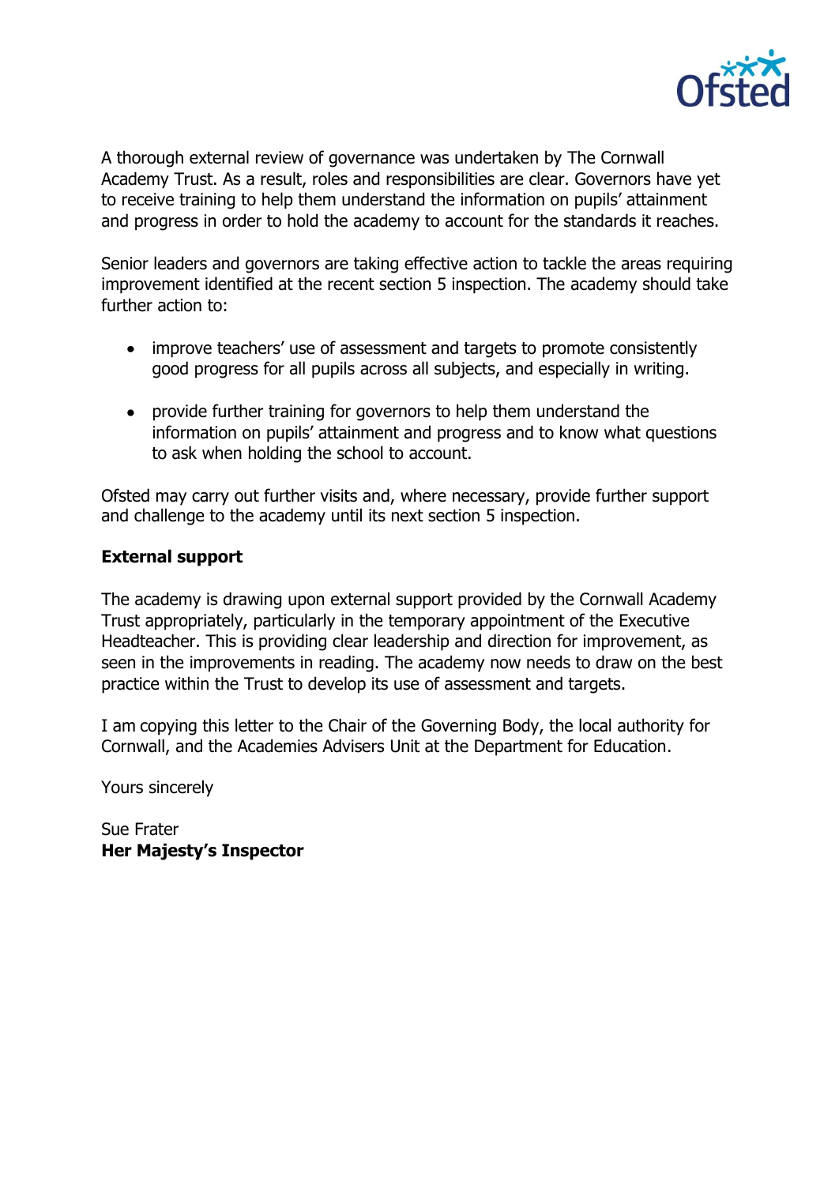A thorough external review of governance was undertaken by The Cornwall Academy Trust. As a result, roles and responsibilities are clear. Governors have yet to receive training to help them understand the information on pupils' attainment and progress in order to hold the academy to account for the standards it reaches.

Senior leaders and governors are taking effective action to tackle the areas requiring improvement identified at the recent section 5 inspection. The academy should take further action to:

- improve teachers' use of assessment and targets to promote consistently good progress for all pupils across all subjects, and especially in writing.
- provide further training for governors to help them understand the information on pupils' attainment and progress and to know what questions to ask when holding the school to account.

Ofsted may carry out further visits and, where necessary, provide further support and challenge to the academy until its next section 5 inspection.

**External support**

The academy is drawing upon external support provided by the Cornwall Academy Trust appropriately, particularly in the temporary appointment of the Executive Headteacher. This is providing clear leadership and direction for improvement, as seen in the improvements in reading. The academy now needs to draw on the best practice within the Trust to develop its use of assessment and targets.

I am copying this letter to the Chair of the Governing Body, the local authority for Cornwall, and the Academies Advisers Unit at the Department for Education.

Yours sincerely

Sue Frater
**Her Majesty's Inspector**